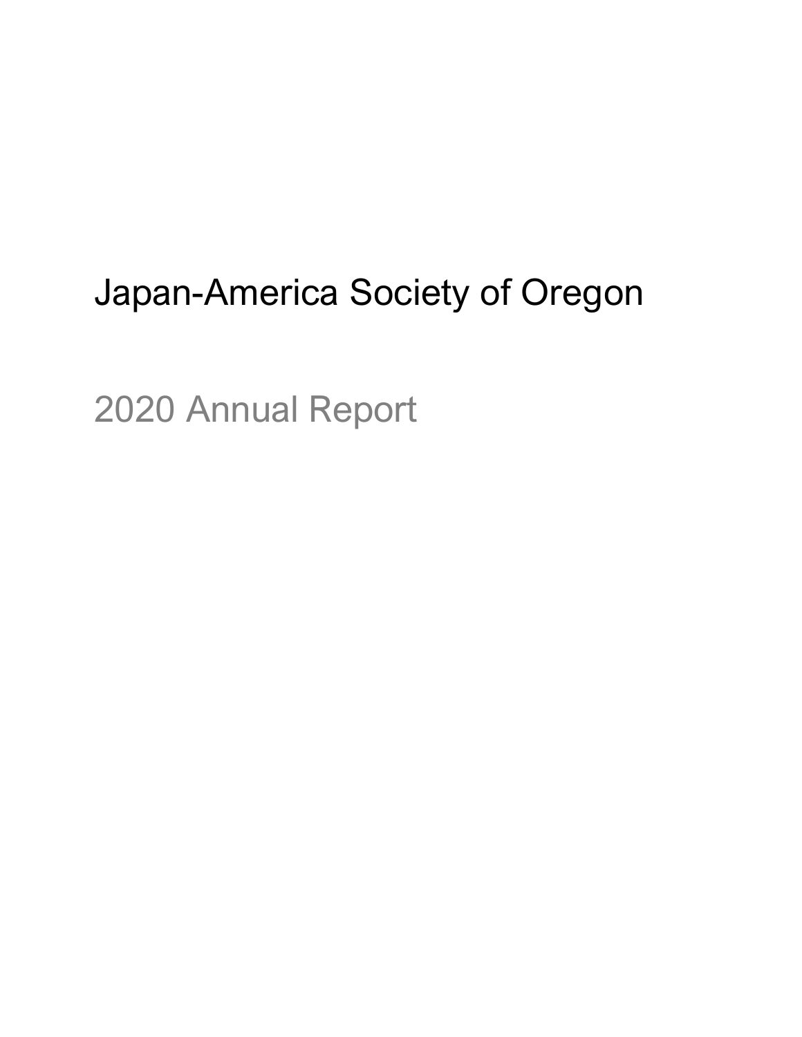# Japan-America Society of Oregon

## 2020 Annual Report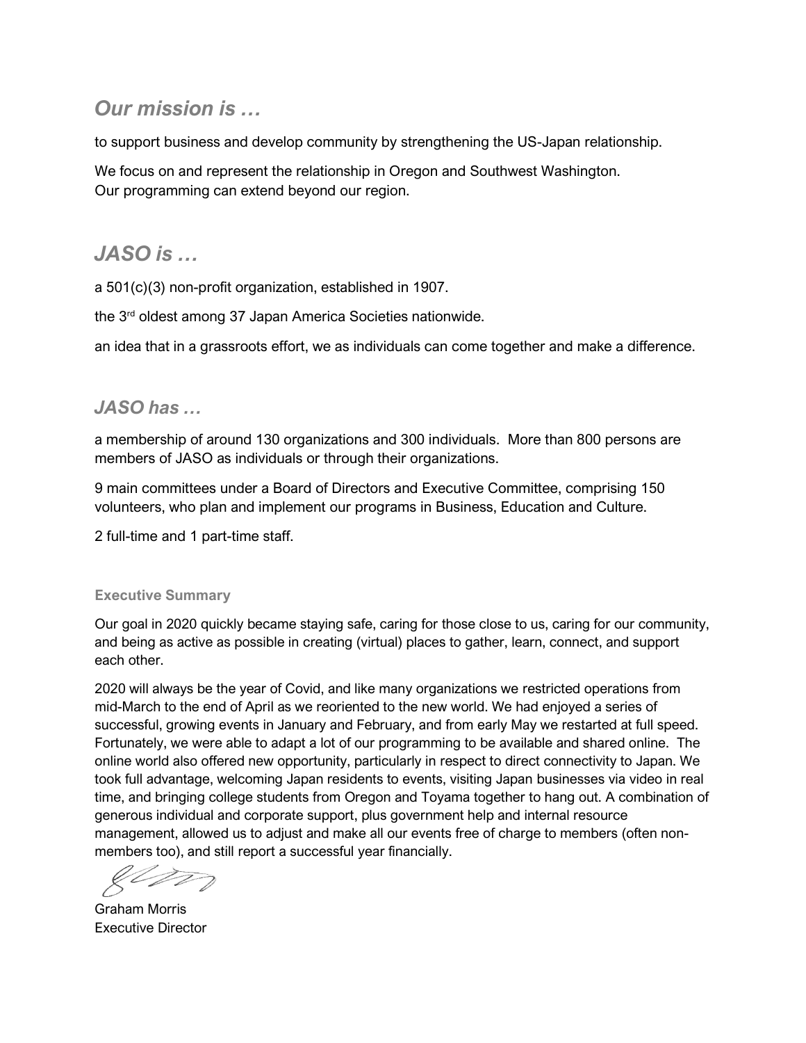## *Our mission is …*

to support business and develop community by strengthening the US-Japan relationship.

We focus on and represent the relationship in Oregon and Southwest Washington.
Our programming can extend beyond our region.

## *JASO is …*

a 501(c)(3) non-profit organization, established in 1907.

the 3rd oldest among 37 Japan America Societies nationwide.

an idea that in a grassroots effort, we as individuals can come together and make a difference.

## *JASO has …*

a membership of around 130 organizations and 300 individuals. More than 800 persons are members of JASO as individuals or through their organizations.

9 main committees under a Board of Directors and Executive Committee, comprising 150 volunteers, who plan and implement our programs in Business, Education and Culture.

2 full-time and 1 part-time staff.

### Executive Summary

Our goal in 2020 quickly became staying safe, caring for those close to us, caring for our community, and being as active as possible in creating (virtual) places to gather, learn, connect, and support each other.

2020 will always be the year of Covid, and like many organizations we restricted operations from mid-March to the end of April as we reoriented to the new world. We had enjoyed a series of successful, growing events in January and February, and from early May we restarted at full speed. Fortunately, we were able to adapt a lot of our programming to be available and shared online. The online world also offered new opportunity, particularly in respect to direct connectivity to Japan. We took full advantage, welcoming Japan residents to events, visiting Japan businesses via video in real time, and bringing college students from Oregon and Toyama together to hang out. A combination of generous individual and corporate support, plus government help and internal resource management, allowed us to adjust and make all our events free of charge to members (often non-members too), and still report a successful year financially.

Graham Morris
Executive Director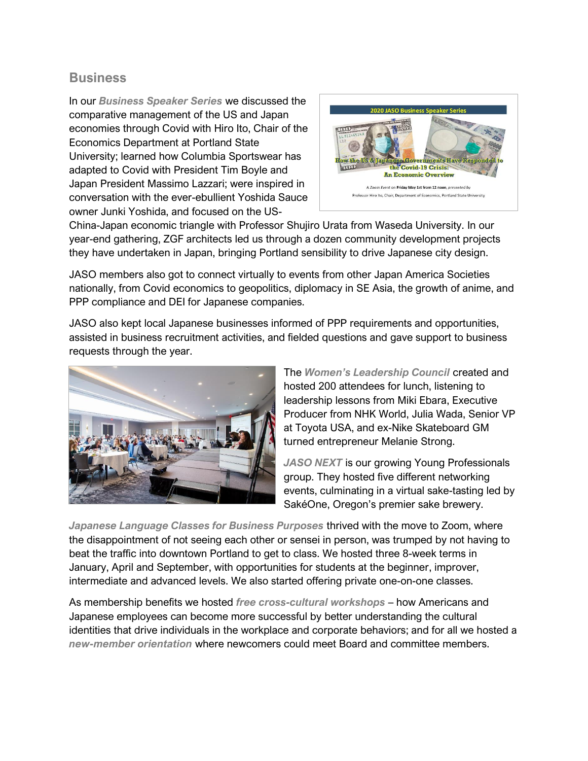## Business

In our ***Business Speaker Series*** we discussed the comparative management of the US and Japan economies through Covid with Hiro Ito, Chair of the Economics Department at Portland State University; learned how Columbia Sportswear has adapted to Covid with President Tim Boyle and Japan President Massimo Lazzari; were inspired in conversation with the ever-ebullient Yoshida Sauce owner Junki Yoshida, and focused on the US-China-Japan economic triangle with Professor Shujiro Urata from Waseda University. In our year-end gathering, ZGF architects led us through a dozen community development projects they have undertaken in Japan, bringing Portland sensibility to drive Japanese city design.

JASO members also got to connect virtually to events from other Japan America Societies nationally, from Covid economics to geopolitics, diplomacy in SE Asia, the growth of anime, and PPP compliance and DEI for Japanese companies.

JASO also kept local Japanese businesses informed of PPP requirements and opportunities, assisted in business recruitment activities, and fielded questions and gave support to business requests through the year.

The ***Women's Leadership Council*** created and hosted 200 attendees for lunch, listening to leadership lessons from Miki Ebara, Executive Producer from NHK World, Julia Wada, Senior VP at Toyota USA, and ex-Nike Skateboard GM turned entrepreneur Melanie Strong.

***JASO NEXT*** is our growing Young Professionals group. They hosted five different networking events, culminating in a virtual sake-tasting led by SakéOne, Oregon's premier sake brewery.

***Japanese Language Classes for Business Purposes*** thrived with the move to Zoom, where the disappointment of not seeing each other or sensei in person, was trumped by not having to beat the traffic into downtown Portland to get to class. We hosted three 8-week terms in January, April and September, with opportunities for students at the beginner, improver, intermediate and advanced levels. We also started offering private one-on-one classes.

As membership benefits we hosted ***free cross-cultural workshops*** – how Americans and Japanese employees can become more successful by better understanding the cultural identities that drive individuals in the workplace and corporate behaviors; and for all we hosted a ***new-member orientation*** where newcomers could meet Board and committee members.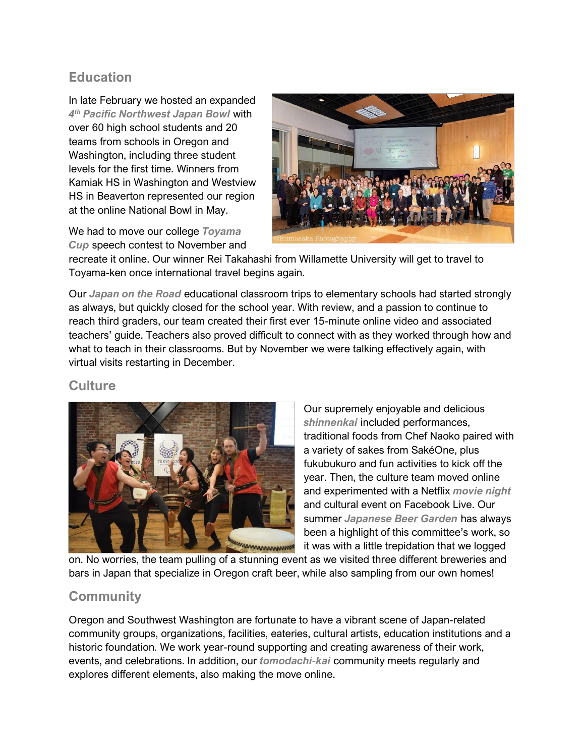## Education

In late February we hosted an expanded ***4th Pacific Northwest Japan Bowl*** with over 60 high school students and 20 teams from schools in Oregon and Washington, including three student levels for the first time. Winners from Kamiak HS in Washington and Westview HS in Beaverton represented our region at the online National Bowl in May.

We had to move our college ***Toyama Cup*** speech contest to November and recreate it online. Our winner Rei Takahashi from Willamette University will get to travel to Toyama-ken once international travel begins again.

Our ***Japan on the Road*** educational classroom trips to elementary schools had started strongly as always, but quickly closed for the school year. With review, and a passion to continue to reach third graders, our team created their first ever 15-minute online video and associated teachers' guide. Teachers also proved difficult to connect with as they worked through how and what to teach in their classrooms. But by November we were talking effectively again, with virtual visits restarting in December.

## Culture

Our supremely enjoyable and delicious ***shinnenkai*** included performances, traditional foods from Chef Naoko paired with a variety of sakes from SakéOne, plus fukubukuro and fun activities to kick off the year. Then, the culture team moved online and experimented with a Netflix ***movie night*** and cultural event on Facebook Live. Our summer ***Japanese Beer Garden*** has always been a highlight of this committee's work, so it was with a little trepidation that we logged on. No worries, the team pulling of a stunning event as we visited three different breweries and bars in Japan that specialize in Oregon craft beer, while also sampling from our own homes!

## Community

Oregon and Southwest Washington are fortunate to have a vibrant scene of Japan-related community groups, organizations, facilities, eateries, cultural artists, education institutions and a historic foundation. We work year-round supporting and creating awareness of their work, events, and celebrations. In addition, our ***tomodachi-kai*** community meets regularly and explores different elements, also making the move online.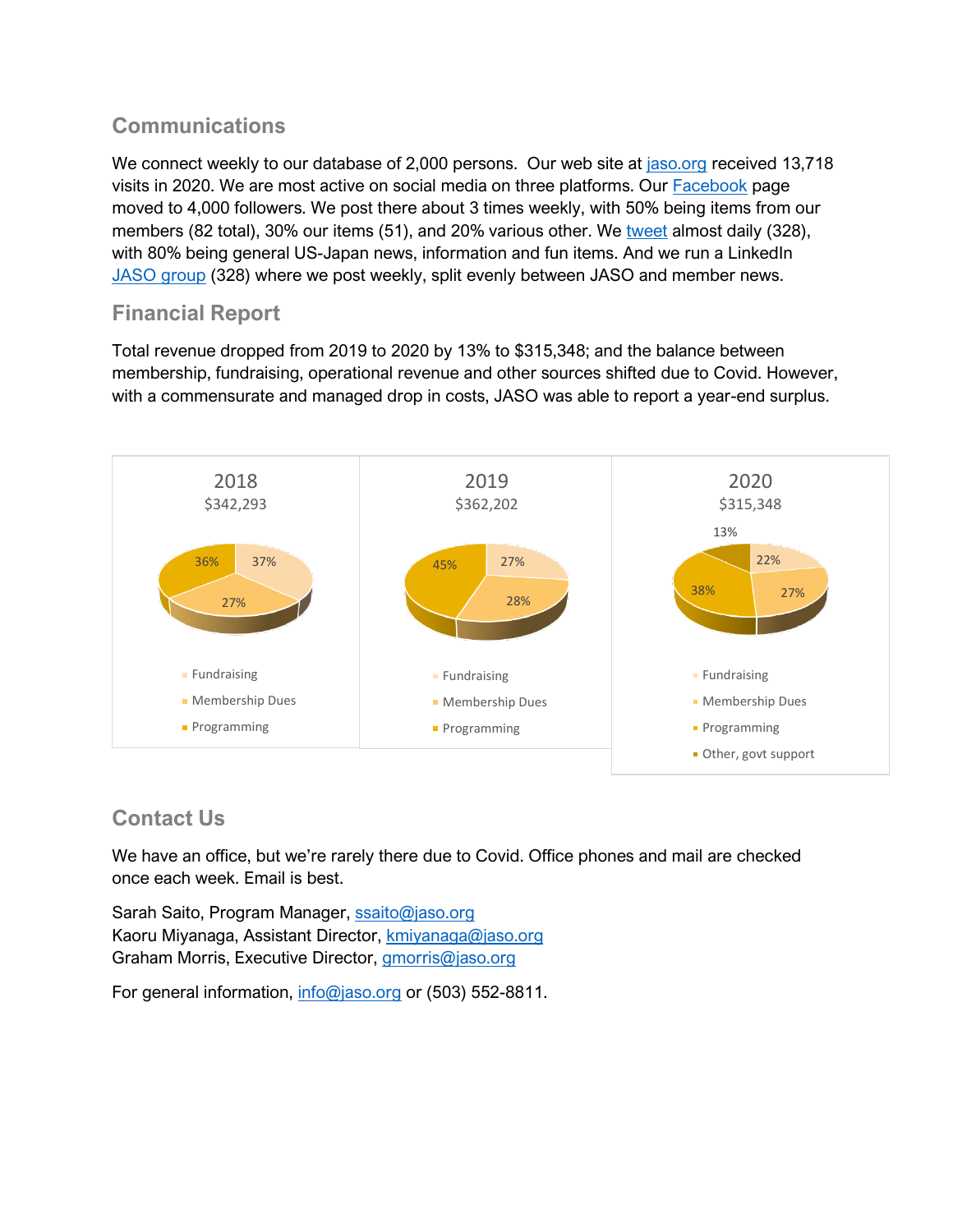## Communications

We connect weekly to our database of 2,000 persons. Our web site at [jaso.org](jaso.org) received 13,718 visits in 2020. We are most active on social media on three platforms. Our [Facebook]() page moved to 4,000 followers. We post there about 3 times weekly, with 50% being items from our members (82 total), 30% our items (51), and 20% various other. We [tweet]() almost daily (328), with 80% being general US-Japan news, information and fun items. And we run a LinkedIn [JASO group]() (328) where we post weekly, split evenly between JASO and member news.

## Financial Report

Total revenue dropped from 2019 to 2020 by 13% to $315,348; and the balance between membership, fundraising, operational revenue and other sources shifted due to Covid. However, with a commensurate and managed drop in costs, JASO was able to report a year-end surplus.

| | 2018 ($342,293) | 2019 ($362,202) | 2020 ($315,348) |
|---|---|---|---|
| Fundraising | 37% | 27% | 22% |
| Membership Dues | 27% | 28% | 27% |
| Programming | 36% | 45% | 38% |
| Other, govt support | | | 13% |

## Contact Us

We have an office, but we're rarely there due to Covid. Office phones and mail are checked once each week. Email is best.

Sarah Saito, Program Manager, [ssaito@jaso.org](mailto:ssaito@jaso.org)
Kaoru Miyanaga, Assistant Director, [kmiyanaga@jaso.org](mailto:kmiyanaga@jaso.org)
Graham Morris, Executive Director, [gmorris@jaso.org](mailto:gmorris@jaso.org)

For general information, [info@jaso.org](mailto:info@jaso.org) or (503) 552-8811.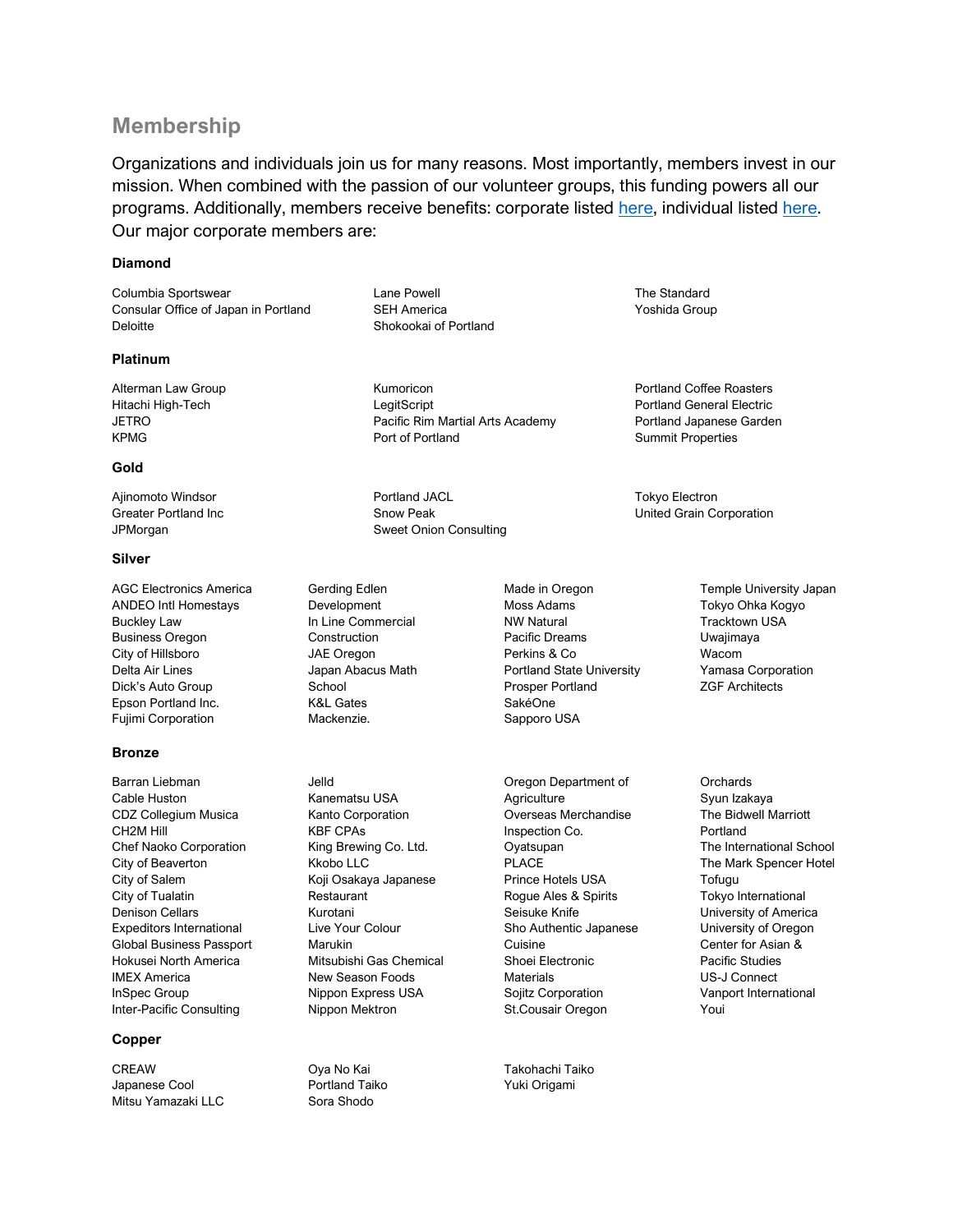## Membership

Organizations and individuals join us for many reasons. Most importantly, members invest in our mission. When combined with the passion of our volunteer groups, this funding powers all our programs. Additionally, members receive benefits: corporate listed [here](), individual listed [here](). Our major corporate members are:

### Diamond

Columbia Sportswear
Consular Office of Japan in Portland
Deloitte
Lane Powell
SEH America
Shokookai of Portland
The Standard
Yoshida Group

### Platinum

Alterman Law Group
Hitachi High-Tech
JETRO
KPMG
Kumoricon
LegitScript
Pacific Rim Martial Arts Academy
Port of Portland
Portland Coffee Roasters
Portland General Electric
Portland Japanese Garden
Summit Properties

### Gold

Ajinomoto Windsor
Greater Portland Inc
JPMorgan
Portland JACL
Snow Peak
Sweet Onion Consulting
Tokyo Electron
United Grain Corporation

### Silver

AGC Electronics America
ANDEO Intl Homestays
Buckley Law
Business Oregon
City of Hillsboro
Delta Air Lines
Dick's Auto Group
Epson Portland Inc.
Fujimi Corporation
Gerding Edlen Development
In Line Commercial Construction
JAE Oregon
Japan Abacus Math School
K&L Gates
Mackenzie.
Made in Oregon
Moss Adams
NW Natural
Pacific Dreams
Perkins & Co
Portland State University
Prosper Portland
SakéOne
Sapporo USA
Temple University Japan
Tokyo Ohka Kogyo
Tracktown USA
Uwajimaya
Wacom
Yamasa Corporation
ZGF Architects

### Bronze

Barran Liebman
Cable Huston
CDZ Collegium Musica
CH2M Hill
Chef Naoko Corporation
City of Beaverton
City of Salem
City of Tualatin
Denison Cellars
Expeditors International
Global Business Passport
Hokusei North America
IMEX America
InSpec Group
Inter-Pacific Consulting
Jelld
Kanematsu USA
Kanto Corporation
KBF CPAs
King Brewing Co. Ltd.
Kkobo LLC
Koji Osakaya Japanese Restaurant
Kurotani
Live Your Colour
Marukin
Mitsubishi Gas Chemical
New Season Foods
Nippon Express USA
Nippon Mektron
Oregon Department of Agriculture
Overseas Merchandise Inspection Co.
Oyatsupan
PLACE
Prince Hotels USA
Rogue Ales & Spirits
Seisuke Knife
Sho Authentic Japanese Cuisine
Shoei Electronic Materials
Sojitz Corporation
St.Cousair Oregon
Orchards
Syun Izakaya
The Bidwell Marriott Portland
The International School
The Mark Spencer Hotel
Tofugu
Tokyo International University of America
University of Oregon Center for Asian & Pacific Studies
US-J Connect
Vanport International
Youi

### Copper

CREAW
Japanese Cool
Mitsu Yamazaki LLC
Oya No Kai
Portland Taiko
Sora Shodo
Takohachi Taiko
Yuki Origami